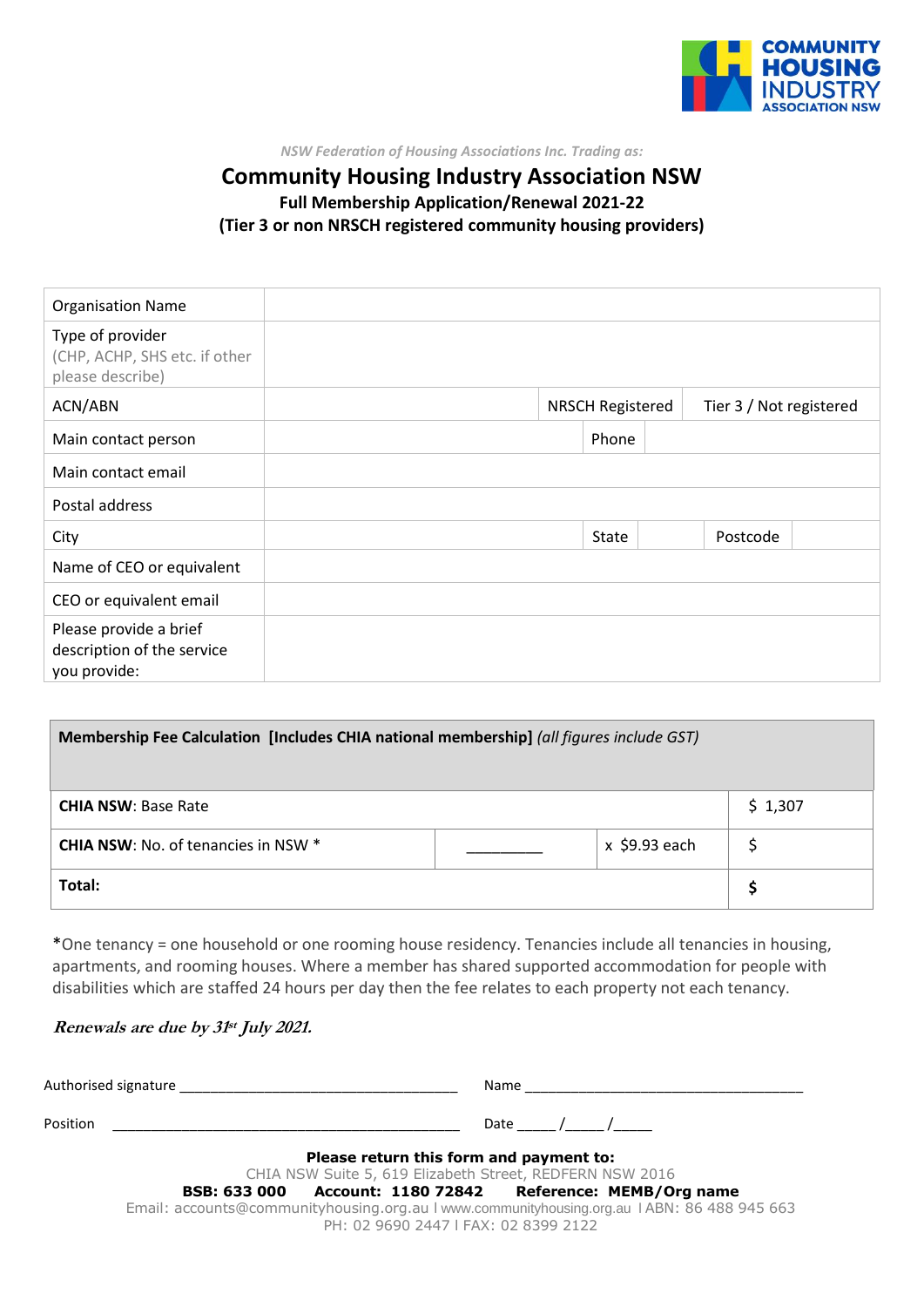COMMUNITY HOUSING INDUSTRY ASSOCIATION NSW

*NSW Federation of Housing Associations Inc. Trading as:*

# Community Housing Industry Association NSW

## Full Membership Application/Renewal 2021-22

## (Tier 3 or non NRSCH registered community housing providers)

| | | | | | |
|---|---|---|---|---|---|
| Organisation Name | | | | | |
| Type of provider (CHP, ACHP, SHS etc. if other please describe) | | | | | |
| ACN/ABN | | NRSCH Registered | | Tier 3 / Not registered | |
| Main contact person | | Phone | | | |
| Main contact email | | | | | |
| Postal address | | | | | |
| City | | State | | Postcode | |
| Name of CEO or equivalent | | | | | |
| CEO or equivalent email | | | | | |
| Please provide a brief description of the service you provide: | | | | | |

| **Membership Fee Calculation [Includes CHIA national membership]** *(all figures include GST)* | | | |
|---|---|---|---|
| **CHIA NSW**: Base Rate | | | $ 1,307 |
| **CHIA NSW**: No. of tenancies in NSW * | _________ | x $9.93 each | $ |
| **Total:** | | | **$** |

*One tenancy = one household or one rooming house residency. Tenancies include all tenancies in housing, apartments, and rooming houses. Where a member has shared supported accommodation for people with disabilities which are staffed 24 hours per day then the fee relates to each property not each tenancy.

***Renewals are due by 31st July 2021.***

Authorised signature ___________________________________ Name _____________________________________

Position ____________________________________________ Date _____ /_____ /_____

**Please return this form and payment to:**

CHIA NSW Suite 5, 619 Elizabeth Street, REDFERN NSW 2016

**BSB: 633 000 Account: 1180 72842 Reference: MEMB/Org name**

Email: accounts@communityhousing.org.au I www.communityhousing.org.au I ABN: 86 488 945 663

PH: 02 9690 2447 I FAX: 02 8399 2122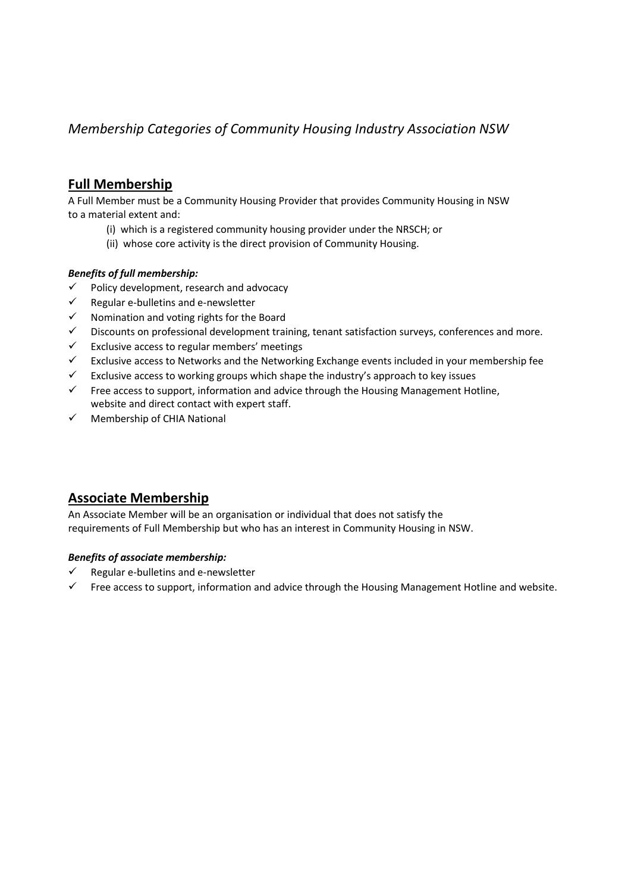*Membership Categories of Community Housing Industry Association NSW*

## Full Membership

A Full Member must be a Community Housing Provider that provides Community Housing in NSW to a material extent and:

(i) which is a registered community housing provider under the NRSCH; or
(ii) whose core activity is the direct provision of Community Housing.

***Benefits of full membership:***

- ✓ Policy development, research and advocacy
- ✓ Regular e-bulletins and e-newsletter
- ✓ Nomination and voting rights for the Board
- ✓ Discounts on professional development training, tenant satisfaction surveys, conferences and more.
- ✓ Exclusive access to regular members' meetings
- ✓ Exclusive access to Networks and the Networking Exchange events included in your membership fee
- ✓ Exclusive access to working groups which shape the industry's approach to key issues
- ✓ Free access to support, information and advice through the Housing Management Hotline, website and direct contact with expert staff.
- ✓ Membership of CHIA National

## Associate Membership

An Associate Member will be an organisation or individual that does not satisfy the requirements of Full Membership but who has an interest in Community Housing in NSW.

***Benefits of associate membership:***

- ✓ Regular e-bulletins and e-newsletter
- ✓ Free access to support, information and advice through the Housing Management Hotline and website.